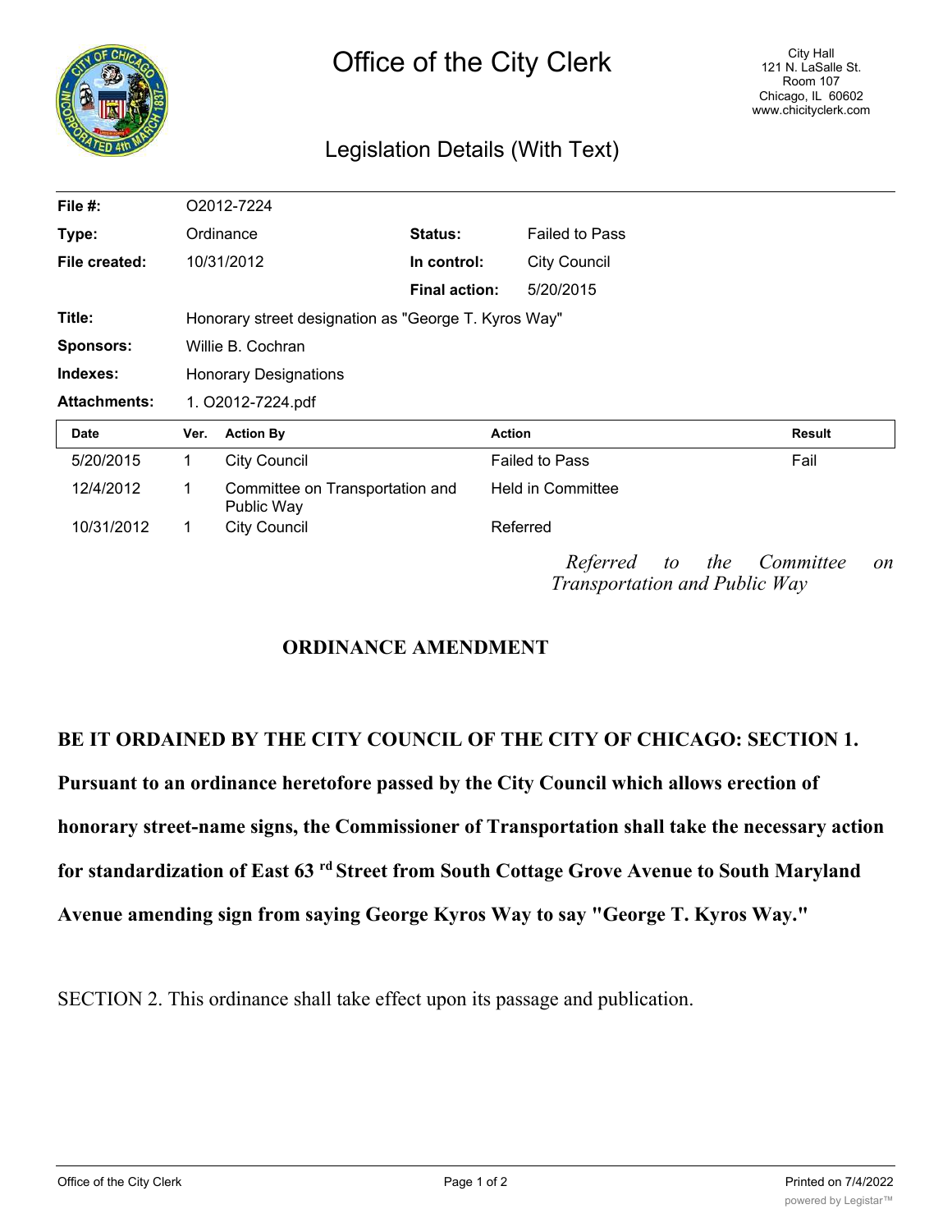# Office of the City Clerk

City Hall
121 N. LaSalle St.
Room 107
Chicago, IL 60602
www.chicityclerk.com

## Legislation Details (With Text)

| | | | |
|---|---|---|---|
| **File #:** | O2012-7224 | | |
| **Type:** | Ordinance | **Status:** | Failed to Pass |
| **File created:** | 10/31/2012 | **In control:** | City Council |
| | | **Final action:** | 5/20/2015 |
| **Title:** | Honorary street designation as "George T. Kyros Way" | | |
| **Sponsors:** | Willie B. Cochran | | |
| **Indexes:** | Honorary Designations | | |
| **Attachments:** | 1. O2012-7224.pdf | | |

| Date | Ver. | Action By | Action | Result |
|---|---|---|---|---|
| 5/20/2015 | 1 | City Council | Failed to Pass | Fail |
| 12/4/2012 | 1 | Committee on Transportation and Public Way | Held in Committee | |
| 10/31/2012 | 1 | City Council | Referred | |

*Referred to the Committee on Transportation and Public Way*

**ORDINANCE AMENDMENT**

**BE IT ORDAINED BY THE CITY COUNCIL OF THE CITY OF CHICAGO: SECTION 1. Pursuant to an ordinance heretofore passed by the City Council which allows erection of honorary street-name signs, the Commissioner of Transportation shall take the necessary action for standardization of East 63rd Street from South Cottage Grove Avenue to South Maryland Avenue amending sign from saying George Kyros Way to say "George T. Kyros Way."**

SECTION 2. This ordinance shall take effect upon its passage and publication.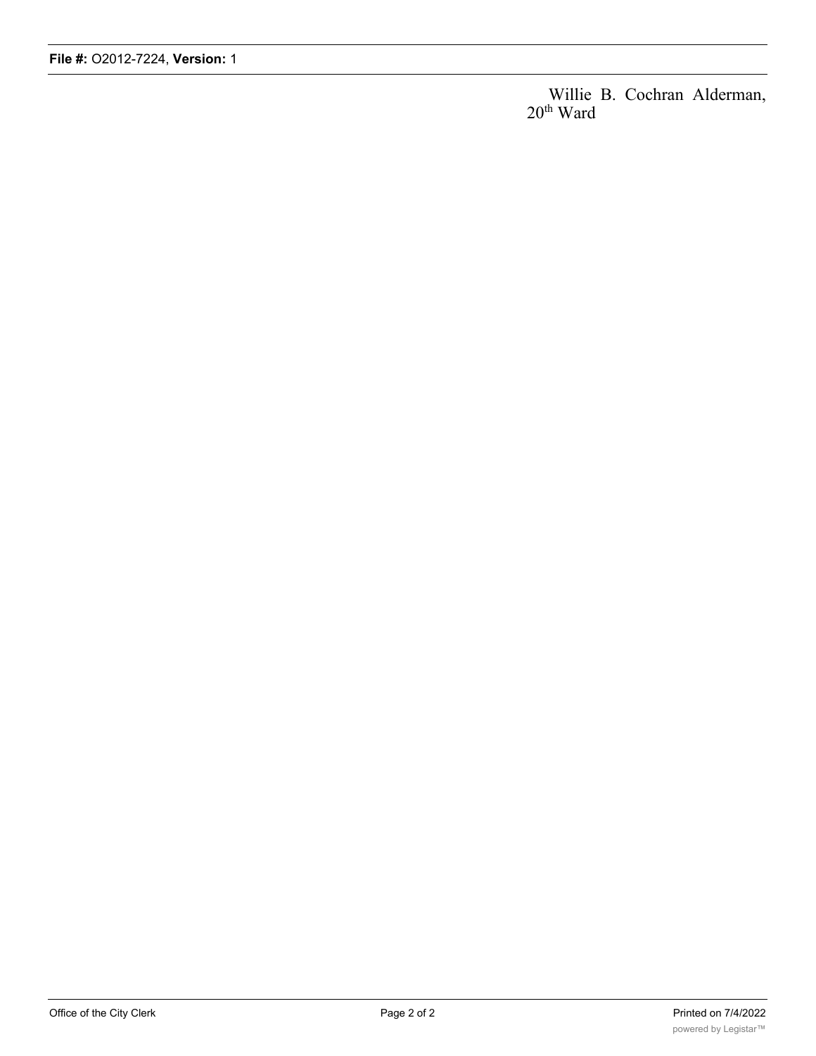Willie B. Cochran Alderman, 20th Ward